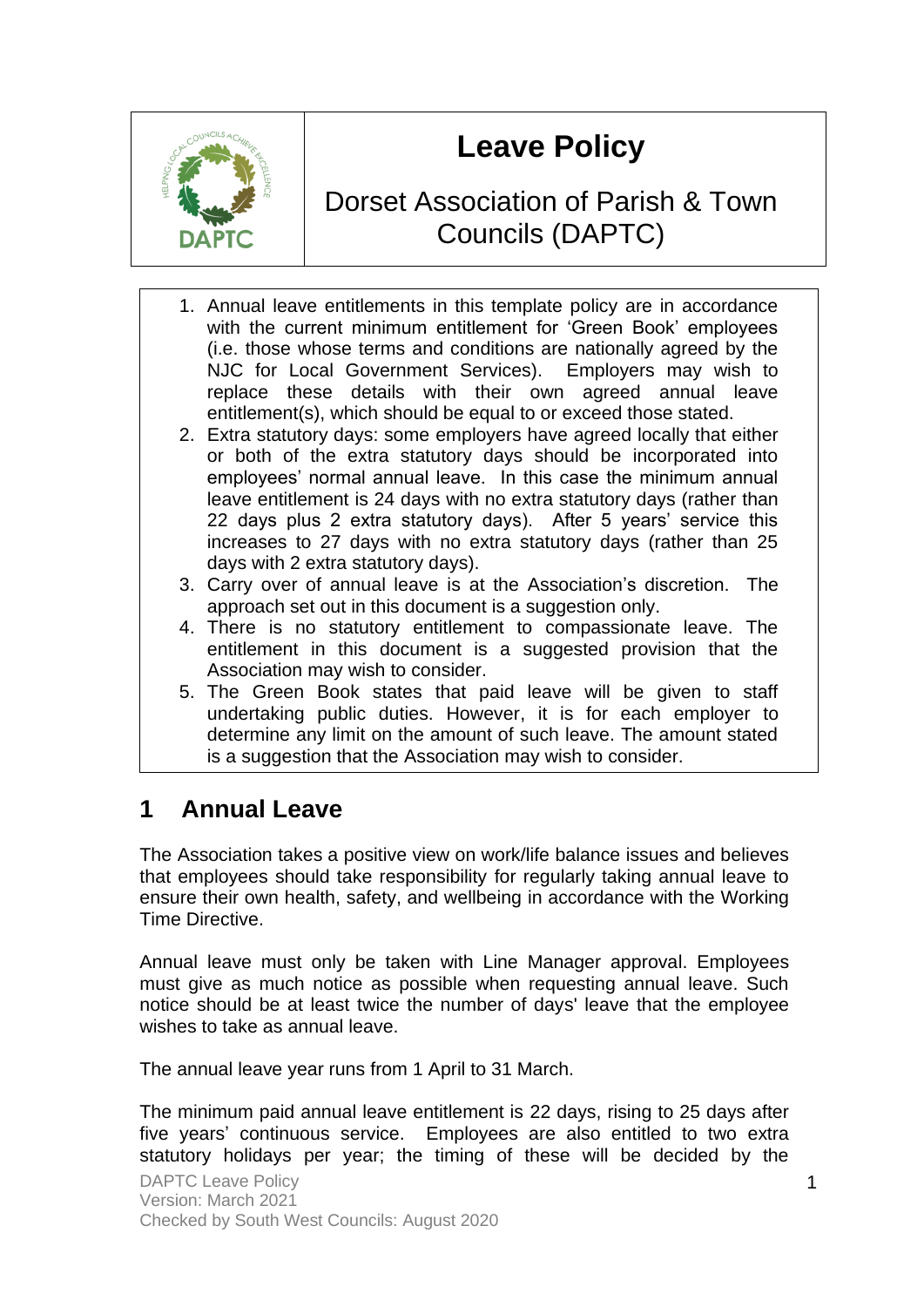# Leave Policy

## Dorset Association of Parish & Town Councils (DAPTC)

1. Annual leave entitlements in this template policy are in accordance with the current minimum entitlement for 'Green Book' employees (i.e. those whose terms and conditions are nationally agreed by the NJC for Local Government Services). Employers may wish to replace these details with their own agreed annual leave entitlement(s), which should be equal to or exceed those stated.
2. Extra statutory days: some employers have agreed locally that either or both of the extra statutory days should be incorporated into employees' normal annual leave. In this case the minimum annual leave entitlement is 24 days with no extra statutory days (rather than 22 days plus 2 extra statutory days). After 5 years' service this increases to 27 days with no extra statutory days (rather than 25 days with 2 extra statutory days).
3. Carry over of annual leave is at the Association's discretion. The approach set out in this document is a suggestion only.
4. There is no statutory entitlement to compassionate leave. The entitlement in this document is a suggested provision that the Association may wish to consider.
5. The Green Book states that paid leave will be given to staff undertaking public duties. However, it is for each employer to determine any limit on the amount of such leave. The amount stated is a suggestion that the Association may wish to consider.

## 1 Annual Leave

The Association takes a positive view on work/life balance issues and believes that employees should take responsibility for regularly taking annual leave to ensure their own health, safety, and wellbeing in accordance with the Working Time Directive.

Annual leave must only be taken with Line Manager approval. Employees must give as much notice as possible when requesting annual leave. Such notice should be at least twice the number of days' leave that the employee wishes to take as annual leave.

The annual leave year runs from 1 April to 31 March.

The minimum paid annual leave entitlement is 22 days, rising to 25 days after five years' continuous service. Employees are also entitled to two extra statutory holidays per year; the timing of these will be decided by the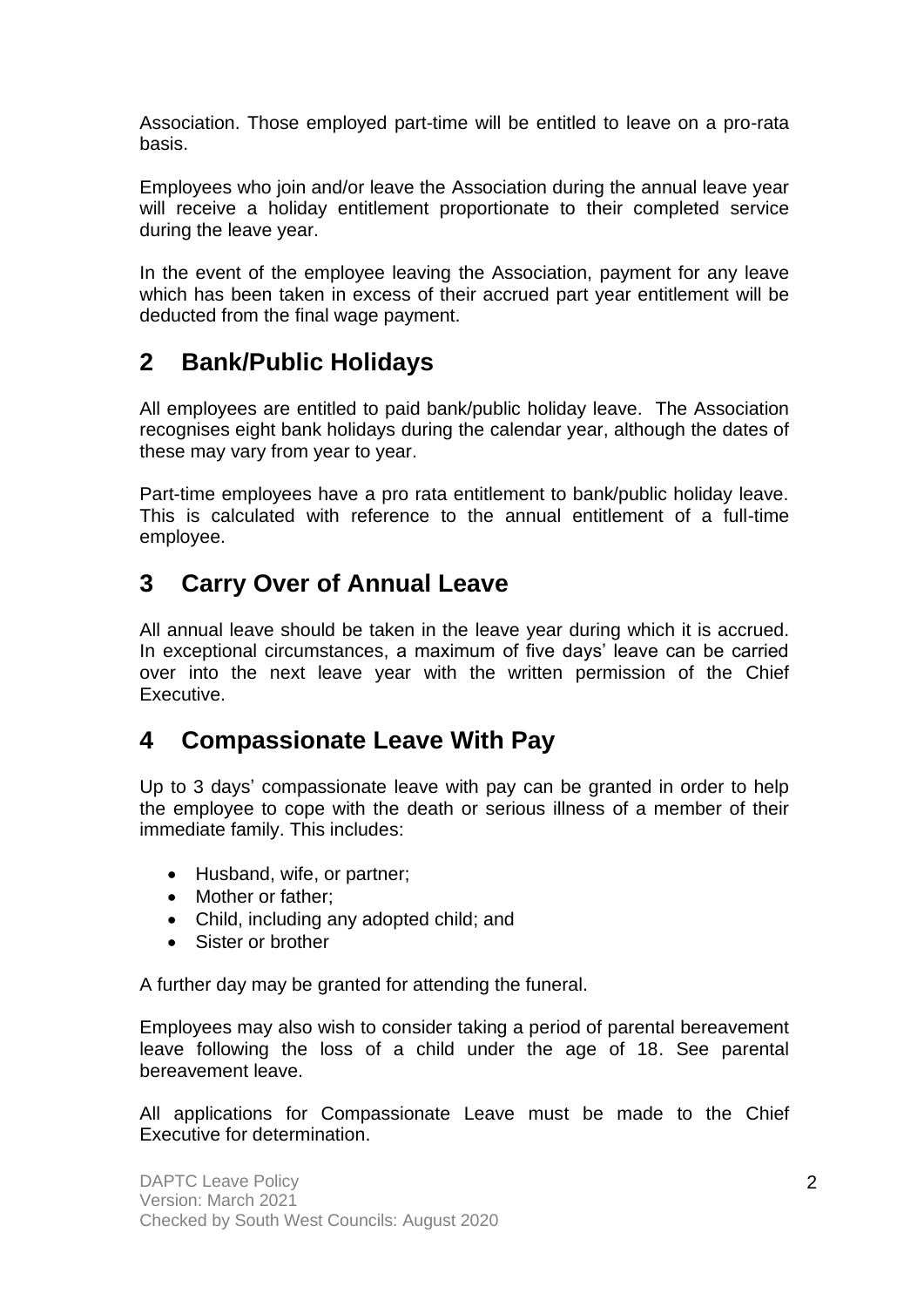Association. Those employed part-time will be entitled to leave on a pro-rata basis.

Employees who join and/or leave the Association during the annual leave year will receive a holiday entitlement proportionate to their completed service during the leave year.

In the event of the employee leaving the Association, payment for any leave which has been taken in excess of their accrued part year entitlement will be deducted from the final wage payment.

## 2 Bank/Public Holidays

All employees are entitled to paid bank/public holiday leave. The Association recognises eight bank holidays during the calendar year, although the dates of these may vary from year to year.

Part-time employees have a pro rata entitlement to bank/public holiday leave. This is calculated with reference to the annual entitlement of a full-time employee.

## 3 Carry Over of Annual Leave

All annual leave should be taken in the leave year during which it is accrued. In exceptional circumstances, a maximum of five days' leave can be carried over into the next leave year with the written permission of the Chief Executive.

## 4 Compassionate Leave With Pay

Up to 3 days' compassionate leave with pay can be granted in order to help the employee to cope with the death or serious illness of a member of their immediate family. This includes:

- Husband, wife, or partner;
- Mother or father;
- Child, including any adopted child; and
- Sister or brother

A further day may be granted for attending the funeral.

Employees may also wish to consider taking a period of parental bereavement leave following the loss of a child under the age of 18. See parental bereavement leave.

All applications for Compassionate Leave must be made to the Chief Executive for determination.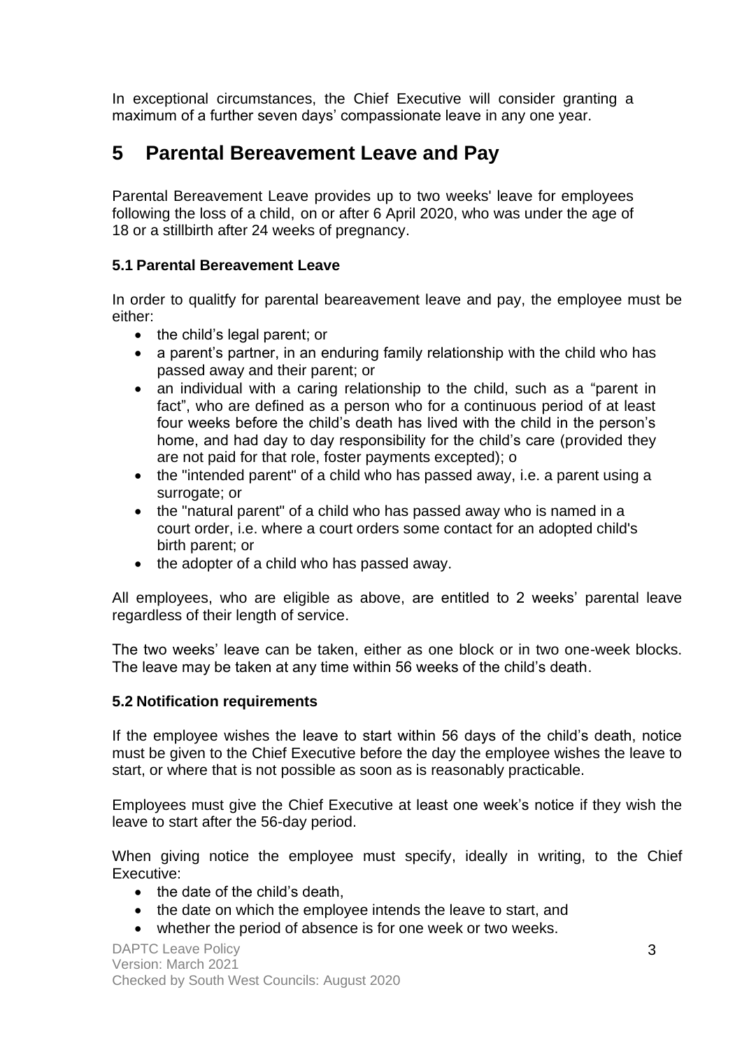In exceptional circumstances, the Chief Executive will consider granting a maximum of a further seven days' compassionate leave in any one year.

# 5 Parental Bereavement Leave and Pay

Parental Bereavement Leave provides up to two weeks' leave for employees following the loss of a child, on or after 6 April 2020, who was under the age of 18 or a stillbirth after 24 weeks of pregnancy.

### 5.1 Parental Bereavement Leave

In order to qualitfy for parental beareavement leave and pay, the employee must be either:

- the child's legal parent; or
- a parent's partner, in an enduring family relationship with the child who has passed away and their parent; or
- an individual with a caring relationship to the child, such as a "parent in fact", who are defined as a person who for a continuous period of at least four weeks before the child's death has lived with the child in the person's home, and had day to day responsibility for the child's care (provided they are not paid for that role, foster payments excepted); o
- the "intended parent" of a child who has passed away, i.e. a parent using a surrogate; or
- the "natural parent" of a child who has passed away who is named in a court order, i.e. where a court orders some contact for an adopted child's birth parent; or
- the adopter of a child who has passed away.

All employees, who are eligible as above, are entitled to 2 weeks' parental leave regardless of their length of service.

The two weeks' leave can be taken, either as one block or in two one-week blocks. The leave may be taken at any time within 56 weeks of the child's death.

### 5.2 Notification requirements

If the employee wishes the leave to start within 56 days of the child's death, notice must be given to the Chief Executive before the day the employee wishes the leave to start, or where that is not possible as soon as is reasonably practicable.

Employees must give the Chief Executive at least one week's notice if they wish the leave to start after the 56-day period.

When giving notice the employee must specify, ideally in writing, to the Chief Executive:

- the date of the child's death,
- the date on which the employee intends the leave to start, and
- whether the period of absence is for one week or two weeks.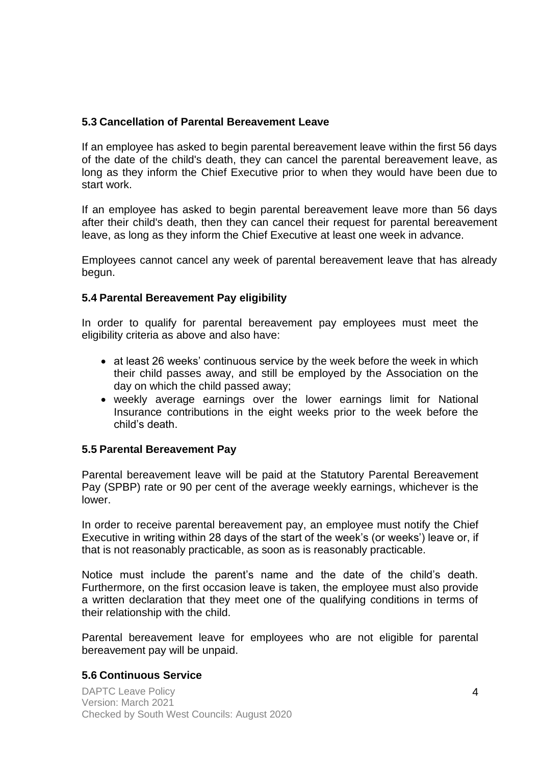### 5.3 Cancellation of Parental Bereavement Leave

If an employee has asked to begin parental bereavement leave within the first 56 days of the date of the child's death, they can cancel the parental bereavement leave, as long as they inform the Chief Executive prior to when they would have been due to start work.

If an employee has asked to begin parental bereavement leave more than 56 days after their child's death, then they can cancel their request for parental bereavement leave, as long as they inform the Chief Executive at least one week in advance.

Employees cannot cancel any week of parental bereavement leave that has already begun.

### 5.4 Parental Bereavement Pay eligibility

In order to qualify for parental bereavement pay employees must meet the eligibility criteria as above and also have:

- at least 26 weeks' continuous service by the week before the week in which their child passes away, and still be employed by the Association on the day on which the child passed away;
- weekly average earnings over the lower earnings limit for National Insurance contributions in the eight weeks prior to the week before the child's death.

### 5.5 Parental Bereavement Pay

Parental bereavement leave will be paid at the Statutory Parental Bereavement Pay (SPBP) rate or 90 per cent of the average weekly earnings, whichever is the lower.

In order to receive parental bereavement pay, an employee must notify the Chief Executive in writing within 28 days of the start of the week's (or weeks') leave or, if that is not reasonably practicable, as soon as is reasonably practicable.

Notice must include the parent's name and the date of the child's death. Furthermore, on the first occasion leave is taken, the employee must also provide a written declaration that they meet one of the qualifying conditions in terms of their relationship with the child.

Parental bereavement leave for employees who are not eligible for parental bereavement pay will be unpaid.

### 5.6 Continuous Service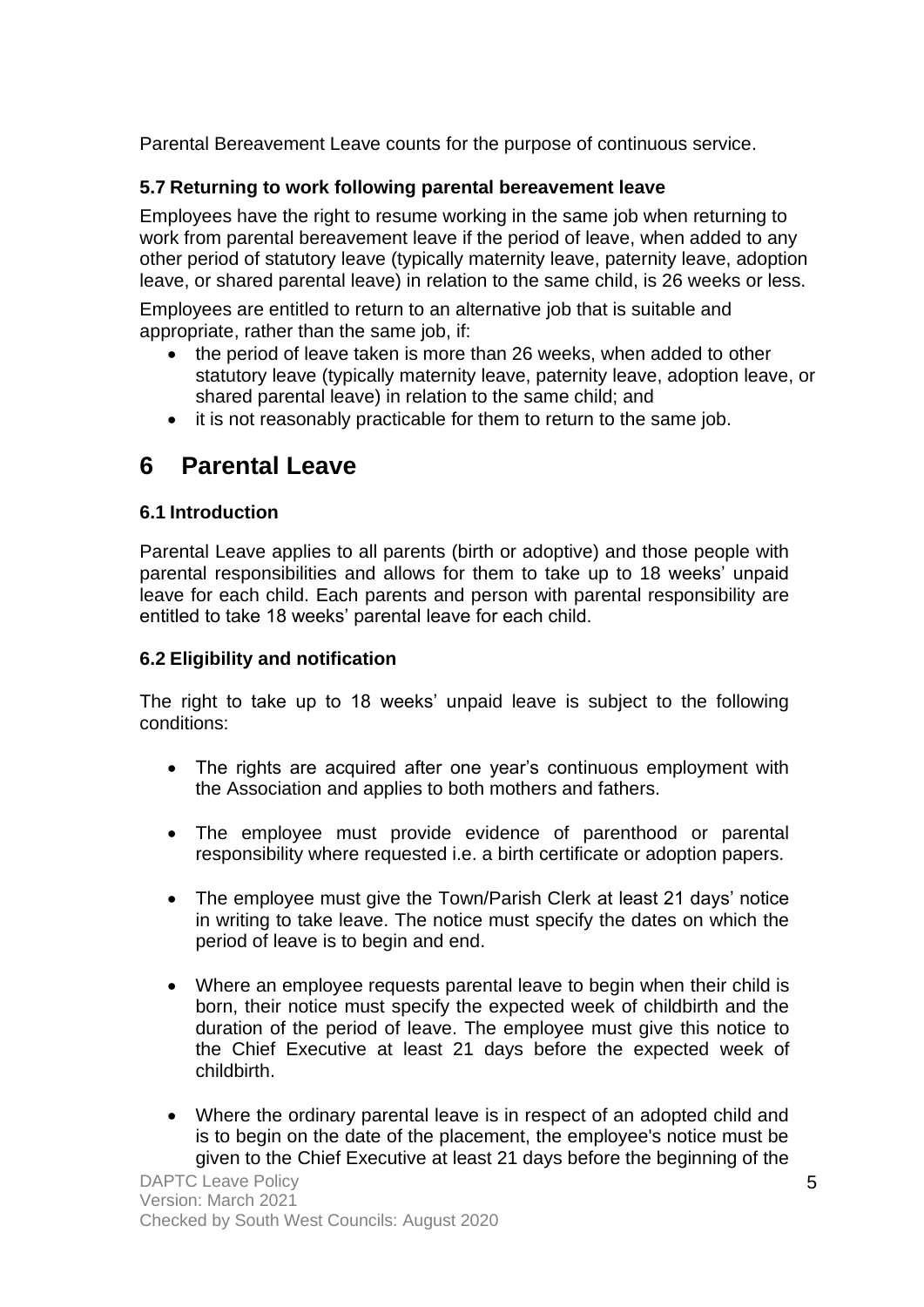Parental Bereavement Leave counts for the purpose of continuous service.

### 5.7 Returning to work following parental bereavement leave

Employees have the right to resume working in the same job when returning to work from parental bereavement leave if the period of leave, when added to any other period of statutory leave (typically maternity leave, paternity leave, adoption leave, or shared parental leave) in relation to the same child, is 26 weeks or less.

Employees are entitled to return to an alternative job that is suitable and appropriate, rather than the same job, if:

- the period of leave taken is more than 26 weeks, when added to other statutory leave (typically maternity leave, paternity leave, adoption leave, or shared parental leave) in relation to the same child; and
- it is not reasonably practicable for them to return to the same job.

# 6 Parental Leave

### 6.1 Introduction

Parental Leave applies to all parents (birth or adoptive) and those people with parental responsibilities and allows for them to take up to 18 weeks' unpaid leave for each child. Each parents and person with parental responsibility are entitled to take 18 weeks' parental leave for each child.

### 6.2 Eligibility and notification

The right to take up to 18 weeks' unpaid leave is subject to the following conditions:

- The rights are acquired after one year's continuous employment with the Association and applies to both mothers and fathers.
- The employee must provide evidence of parenthood or parental responsibility where requested i.e. a birth certificate or adoption papers.
- The employee must give the Town/Parish Clerk at least 21 days' notice in writing to take leave. The notice must specify the dates on which the period of leave is to begin and end.
- Where an employee requests parental leave to begin when their child is born, their notice must specify the expected week of childbirth and the duration of the period of leave. The employee must give this notice to the Chief Executive at least 21 days before the expected week of childbirth.
- Where the ordinary parental leave is in respect of an adopted child and is to begin on the date of the placement, the employee's notice must be given to the Chief Executive at least 21 days before the beginning of the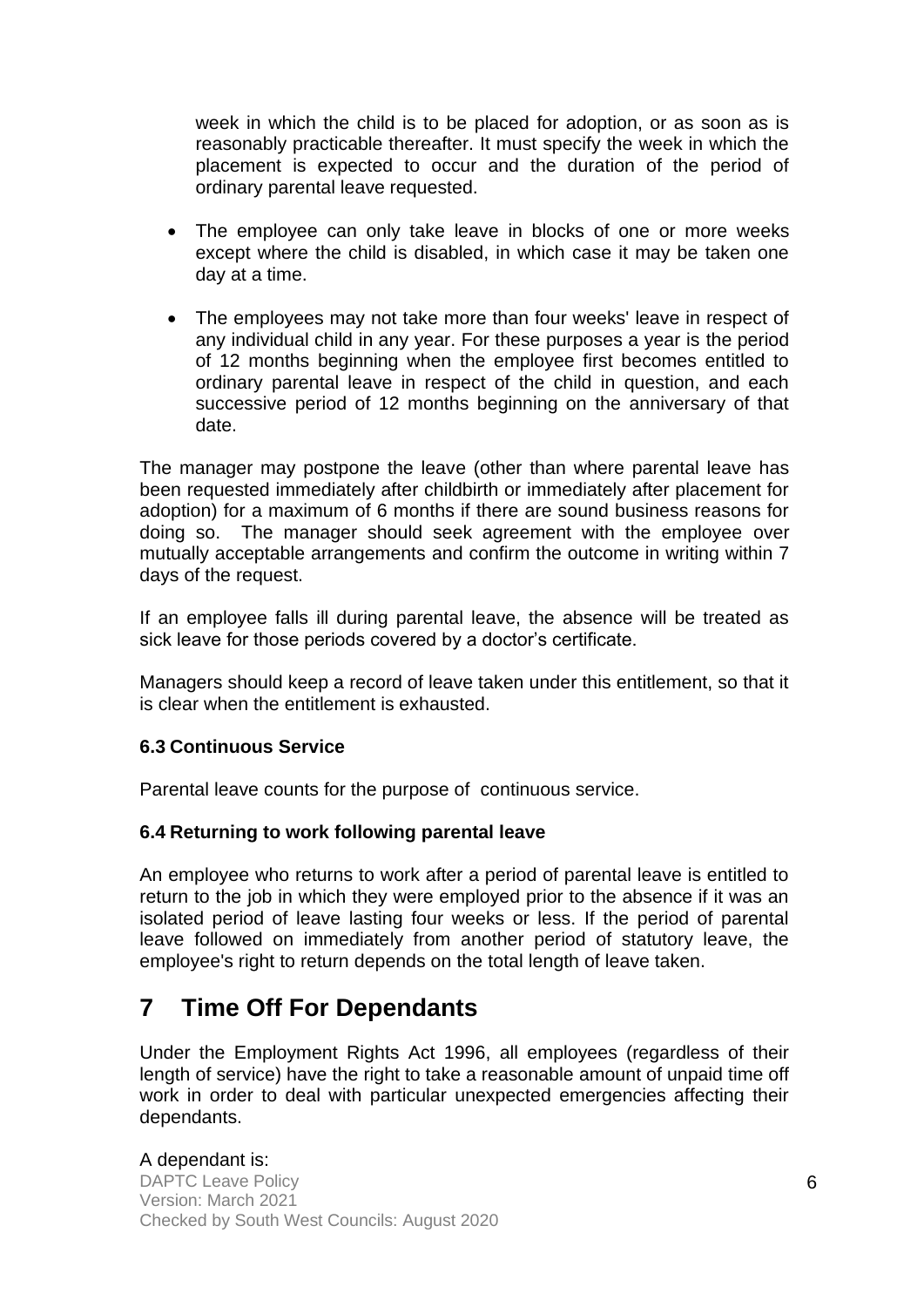week in which the child is to be placed for adoption, or as soon as is reasonably practicable thereafter. It must specify the week in which the placement is expected to occur and the duration of the period of ordinary parental leave requested.

- The employee can only take leave in blocks of one or more weeks except where the child is disabled, in which case it may be taken one day at a time.
- The employees may not take more than four weeks' leave in respect of any individual child in any year. For these purposes a year is the period of 12 months beginning when the employee first becomes entitled to ordinary parental leave in respect of the child in question, and each successive period of 12 months beginning on the anniversary of that date.

The manager may postpone the leave (other than where parental leave has been requested immediately after childbirth or immediately after placement for adoption) for a maximum of 6 months if there are sound business reasons for doing so. The manager should seek agreement with the employee over mutually acceptable arrangements and confirm the outcome in writing within 7 days of the request.

If an employee falls ill during parental leave, the absence will be treated as sick leave for those periods covered by a doctor's certificate.

Managers should keep a record of leave taken under this entitlement, so that it is clear when the entitlement is exhausted.

### 6.3 Continuous Service

Parental leave counts for the purpose of continuous service.

### 6.4 Returning to work following parental leave

An employee who returns to work after a period of parental leave is entitled to return to the job in which they were employed prior to the absence if it was an isolated period of leave lasting four weeks or less. If the period of parental leave followed on immediately from another period of statutory leave, the employee's right to return depends on the total length of leave taken.

## 7 Time Off For Dependants

Under the Employment Rights Act 1996, all employees (regardless of their length of service) have the right to take a reasonable amount of unpaid time off work in order to deal with particular unexpected emergencies affecting their dependants.

A dependant is: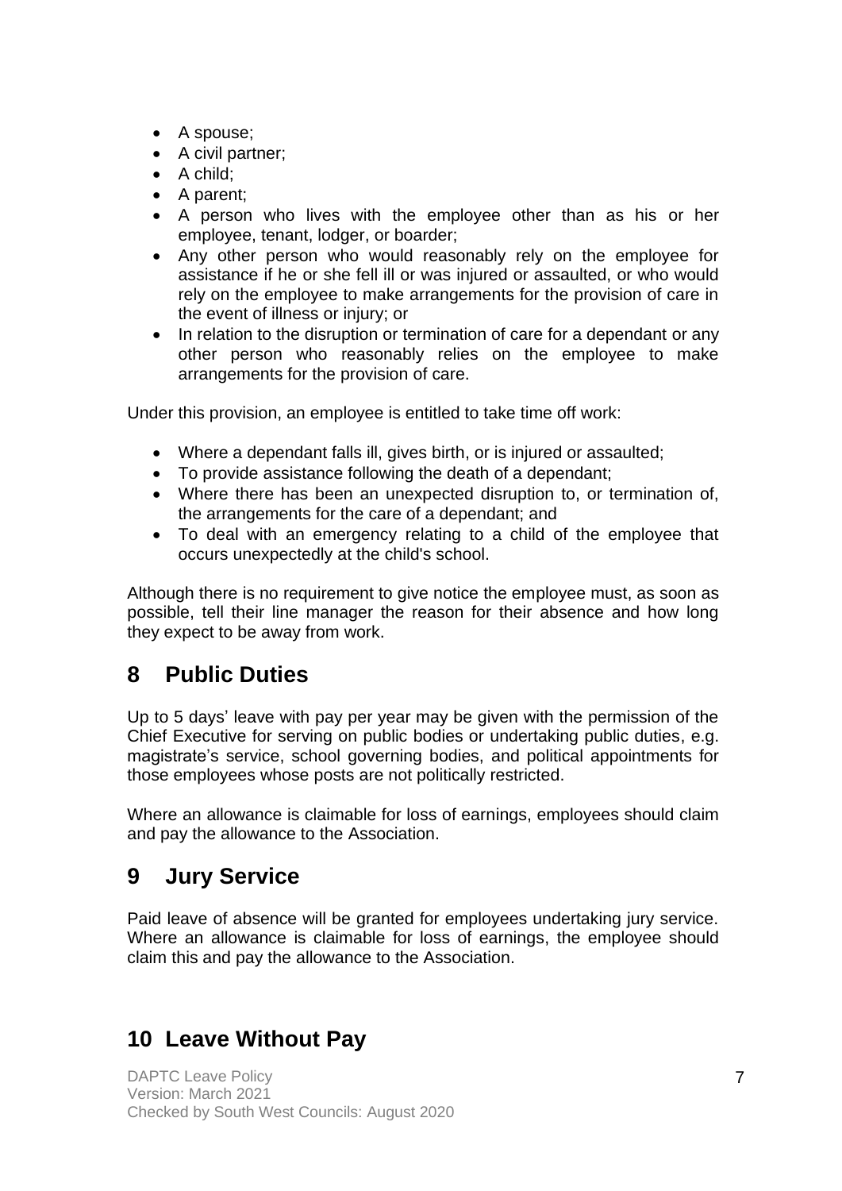- A spouse;
- A civil partner;
- A child;
- A parent;
- A person who lives with the employee other than as his or her employee, tenant, lodger, or boarder;
- Any other person who would reasonably rely on the employee for assistance if he or she fell ill or was injured or assaulted, or who would rely on the employee to make arrangements for the provision of care in the event of illness or injury; or
- In relation to the disruption or termination of care for a dependant or any other person who reasonably relies on the employee to make arrangements for the provision of care.

Under this provision, an employee is entitled to take time off work:

- Where a dependant falls ill, gives birth, or is injured or assaulted;
- To provide assistance following the death of a dependant;
- Where there has been an unexpected disruption to, or termination of, the arrangements for the care of a dependant; and
- To deal with an emergency relating to a child of the employee that occurs unexpectedly at the child's school.

Although there is no requirement to give notice the employee must, as soon as possible, tell their line manager the reason for their absence and how long they expect to be away from work.

## 8 Public Duties

Up to 5 days' leave with pay per year may be given with the permission of the Chief Executive for serving on public bodies or undertaking public duties, e.g. magistrate's service, school governing bodies, and political appointments for those employees whose posts are not politically restricted.

Where an allowance is claimable for loss of earnings, employees should claim and pay the allowance to the Association.

## 9 Jury Service

Paid leave of absence will be granted for employees undertaking jury service. Where an allowance is claimable for loss of earnings, the employee should claim this and pay the allowance to the Association.

## 10 Leave Without Pay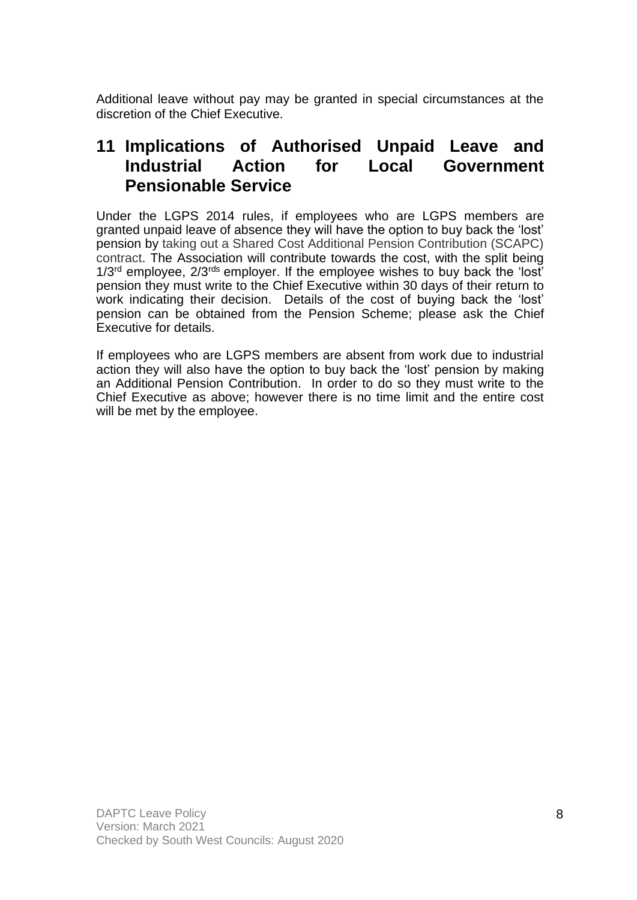Additional leave without pay may be granted in special circumstances at the discretion of the Chief Executive.

## 11 Implications of Authorised Unpaid Leave and Industrial Action for Local Government Pensionable Service

Under the LGPS 2014 rules, if employees who are LGPS members are granted unpaid leave of absence they will have the option to buy back the 'lost' pension by taking out a Shared Cost Additional Pension Contribution (SCAPC) contract. The Association will contribute towards the cost, with the split being 1/3rd employee, 2/3rds employer. If the employee wishes to buy back the 'lost' pension they must write to the Chief Executive within 30 days of their return to work indicating their decision. Details of the cost of buying back the 'lost' pension can be obtained from the Pension Scheme; please ask the Chief Executive for details.

If employees who are LGPS members are absent from work due to industrial action they will also have the option to buy back the 'lost' pension by making an Additional Pension Contribution. In order to do so they must write to the Chief Executive as above; however there is no time limit and the entire cost will be met by the employee.